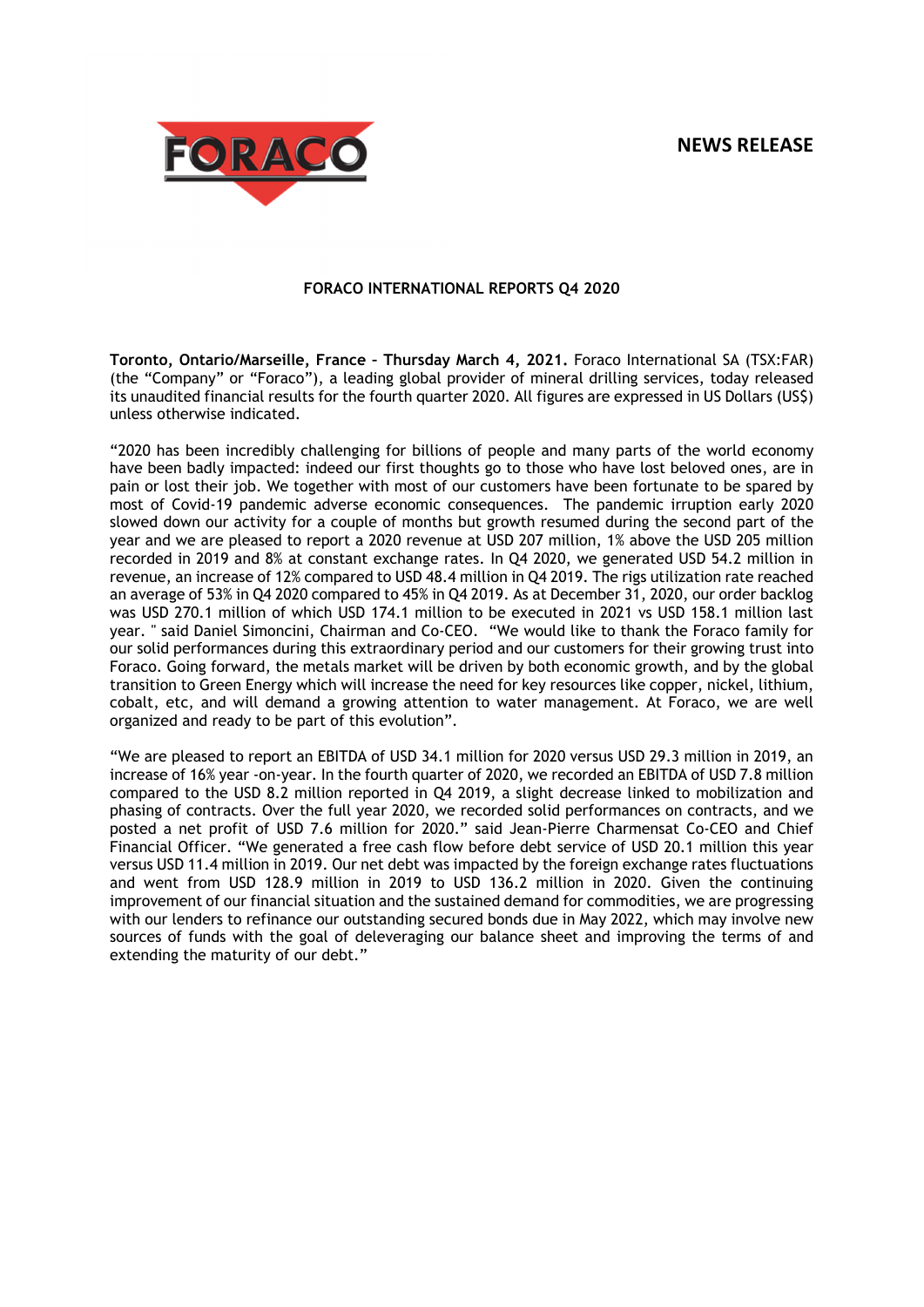**NEWS RELEASE**

**FORACO INTERNATIONAL REPORTS Q4 2020**

**Toronto, Ontario/Marseille, France – Thursday March 4, 2021.** Foraco International SA (TSX:FAR) (the “Company” or “Foraco”), a leading global provider of mineral drilling services, today released its unaudited financial results for the fourth quarter 2020. All figures are expressed in US Dollars (US$) unless otherwise indicated.

“2020 has been incredibly challenging for billions of people and many parts of the world economy have been badly impacted: indeed our first thoughts go to those who have lost beloved ones, are in pain or lost their job. We together with most of our customers have been fortunate to be spared by most of Covid-19 pandemic adverse economic consequences. The pandemic irruption early 2020 slowed down our activity for a couple of months but growth resumed during the second part of the year and we are pleased to report a 2020 revenue at USD 207 million, 1% above the USD 205 million recorded in 2019 and 8% at constant exchange rates. In Q4 2020, we generated USD 54.2 million in revenue, an increase of 12% compared to USD 48.4 million in Q4 2019. The rigs utilization rate reached an average of 53% in Q4 2020 compared to 45% in Q4 2019. As at December 31, 2020, our order backlog was USD 270.1 million of which USD 174.1 million to be executed in 2021 vs USD 158.1 million last year. " said Daniel Simoncini, Chairman and Co-CEO. “We would like to thank the Foraco family for our solid performances during this extraordinary period and our customers for their growing trust into Foraco. Going forward, the metals market will be driven by both economic growth, and by the global transition to Green Energy which will increase the need for key resources like copper, nickel, lithium, cobalt, etc, and will demand a growing attention to water management. At Foraco, we are well organized and ready to be part of this evolution”.

“We are pleased to report an EBITDA of USD 34.1 million for 2020 versus USD 29.3 million in 2019, an increase of 16% year -on-year. In the fourth quarter of 2020, we recorded an EBITDA of USD 7.8 million compared to the USD 8.2 million reported in Q4 2019, a slight decrease linked to mobilization and phasing of contracts. Over the full year 2020, we recorded solid performances on contracts, and we posted a net profit of USD 7.6 million for 2020.” said Jean-Pierre Charmensat Co-CEO and Chief Financial Officer. “We generated a free cash flow before debt service of USD 20.1 million this year versus USD 11.4 million in 2019. Our net debt was impacted by the foreign exchange rates fluctuations and went from USD 128.9 million in 2019 to USD 136.2 million in 2020. Given the continuing improvement of our financial situation and the sustained demand for commodities, we are progressing with our lenders to refinance our outstanding secured bonds due in May 2022, which may involve new sources of funds with the goal of deleveraging our balance sheet and improving the terms of and extending the maturity of our debt.”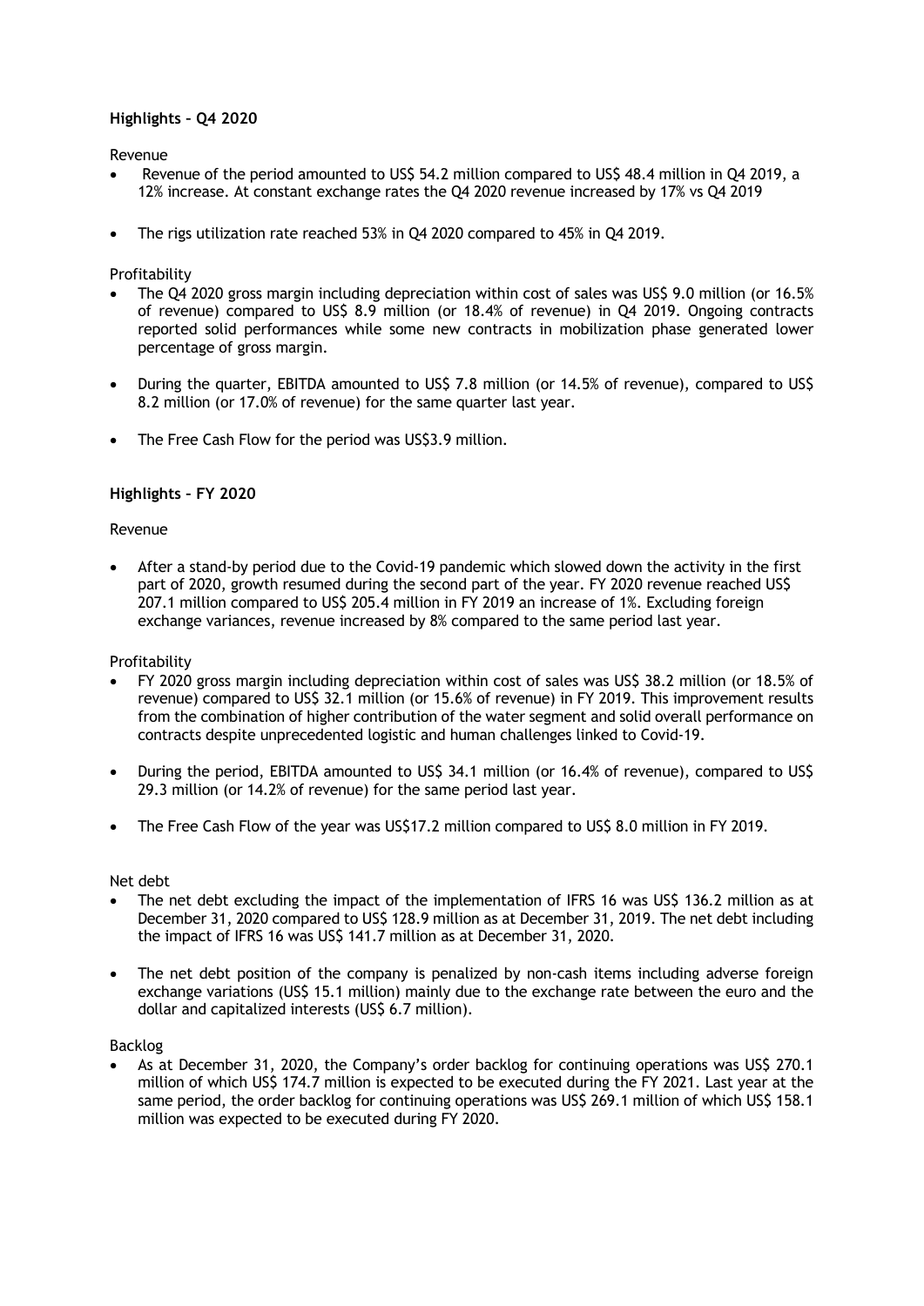**Highlights – Q4 2020**

Revenue

- Revenue of the period amounted to US$ 54.2 million compared to US$ 48.4 million in Q4 2019, a 12% increase. At constant exchange rates the Q4 2020 revenue increased by 17% vs Q4 2019
- The rigs utilization rate reached 53% in Q4 2020 compared to 45% in Q4 2019.

Profitability

- The Q4 2020 gross margin including depreciation within cost of sales was US$ 9.0 million (or 16.5% of revenue) compared to US$ 8.9 million (or 18.4% of revenue) in Q4 2019. Ongoing contracts reported solid performances while some new contracts in mobilization phase generated lower percentage of gross margin.
- During the quarter, EBITDA amounted to US$ 7.8 million (or 14.5% of revenue), compared to US$ 8.2 million (or 17.0% of revenue) for the same quarter last year.
- The Free Cash Flow for the period was US$3.9 million.

**Highlights – FY 2020**

Revenue

- After a stand-by period due to the Covid-19 pandemic which slowed down the activity in the first part of 2020, growth resumed during the second part of the year. FY 2020 revenue reached US$ 207.1 million compared to US$ 205.4 million in FY 2019 an increase of 1%. Excluding foreign exchange variances, revenue increased by 8% compared to the same period last year.

Profitability

- FY 2020 gross margin including depreciation within cost of sales was US$ 38.2 million (or 18.5% of revenue) compared to US$ 32.1 million (or 15.6% of revenue) in FY 2019. This improvement results from the combination of higher contribution of the water segment and solid overall performance on contracts despite unprecedented logistic and human challenges linked to Covid-19.
- During the period, EBITDA amounted to US$ 34.1 million (or 16.4% of revenue), compared to US$ 29.3 million (or 14.2% of revenue) for the same period last year.
- The Free Cash Flow of the year was US$17.2 million compared to US$ 8.0 million in FY 2019.

Net debt

- The net debt excluding the impact of the implementation of IFRS 16 was US$ 136.2 million as at December 31, 2020 compared to US$ 128.9 million as at December 31, 2019. The net debt including the impact of IFRS 16 was US$ 141.7 million as at December 31, 2020.
- The net debt position of the company is penalized by non-cash items including adverse foreign exchange variations (US$ 15.1 million) mainly due to the exchange rate between the euro and the dollar and capitalized interests (US$ 6.7 million).

Backlog

- As at December 31, 2020, the Company's order backlog for continuing operations was US$ 270.1 million of which US$ 174.7 million is expected to be executed during the FY 2021. Last year at the same period, the order backlog for continuing operations was US$ 269.1 million of which US$ 158.1 million was expected to be executed during FY 2020.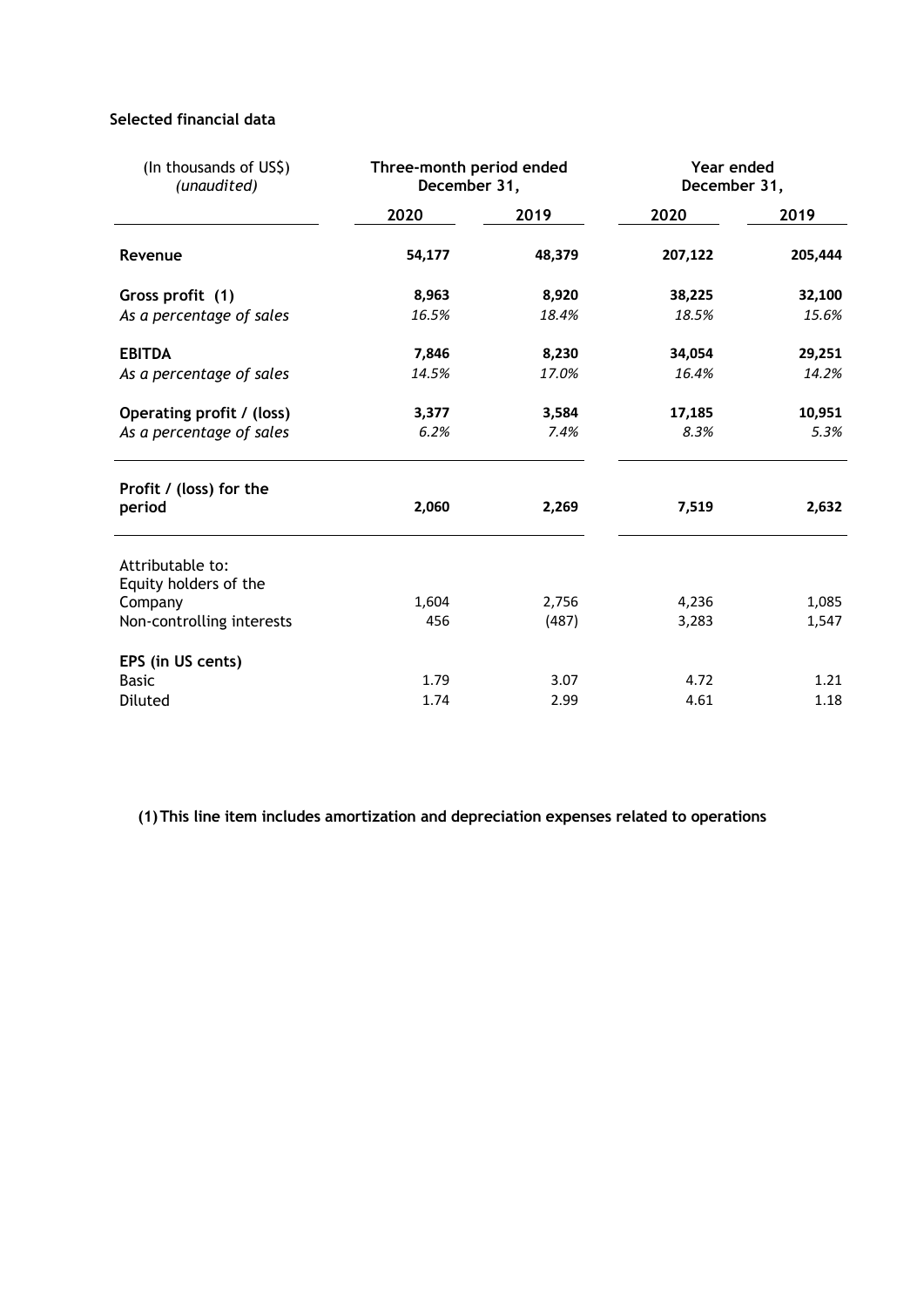**Selected financial data**

| (In thousands of US$) *(unaudited)* | Three-month period ended December 31, | | Year ended December 31, | |
|---|---|---|---|---|
| | **2020** | **2019** | **2020** | **2019** |
| **Revenue** | **54,177** | **48,379** | **207,122** | **205,444** |
| **Gross profit (1)** | **8,963** | **8,920** | **38,225** | **32,100** |
| *As a percentage of sales* | *16.5%* | *18.4%* | *18.5%* | *15.6%* |
| **EBITDA** | **7,846** | **8,230** | **34,054** | **29,251** |
| *As a percentage of sales* | *14.5%* | *17.0%* | *16.4%* | *14.2%* |
| **Operating profit / (loss)** | **3,377** | **3,584** | **17,185** | **10,951** |
| *As a percentage of sales* | *6.2%* | *7.4%* | *8.3%* | *5.3%* |
| **Profit / (loss) for the period** | **2,060** | **2,269** | **7,519** | **2,632** |
| Attributable to: | | | | |
| Equity holders of the Company | 1,604 | 2,756 | 4,236 | 1,085 |
| Non-controlling interests | 456 | (487) | 3,283 | 1,547 |
| **EPS (in US cents)** | | | | |
| Basic | 1.79 | 3.07 | 4.72 | 1.21 |
| Diluted | 1.74 | 2.99 | 4.61 | 1.18 |

**(1) This line item includes amortization and depreciation expenses related to operations**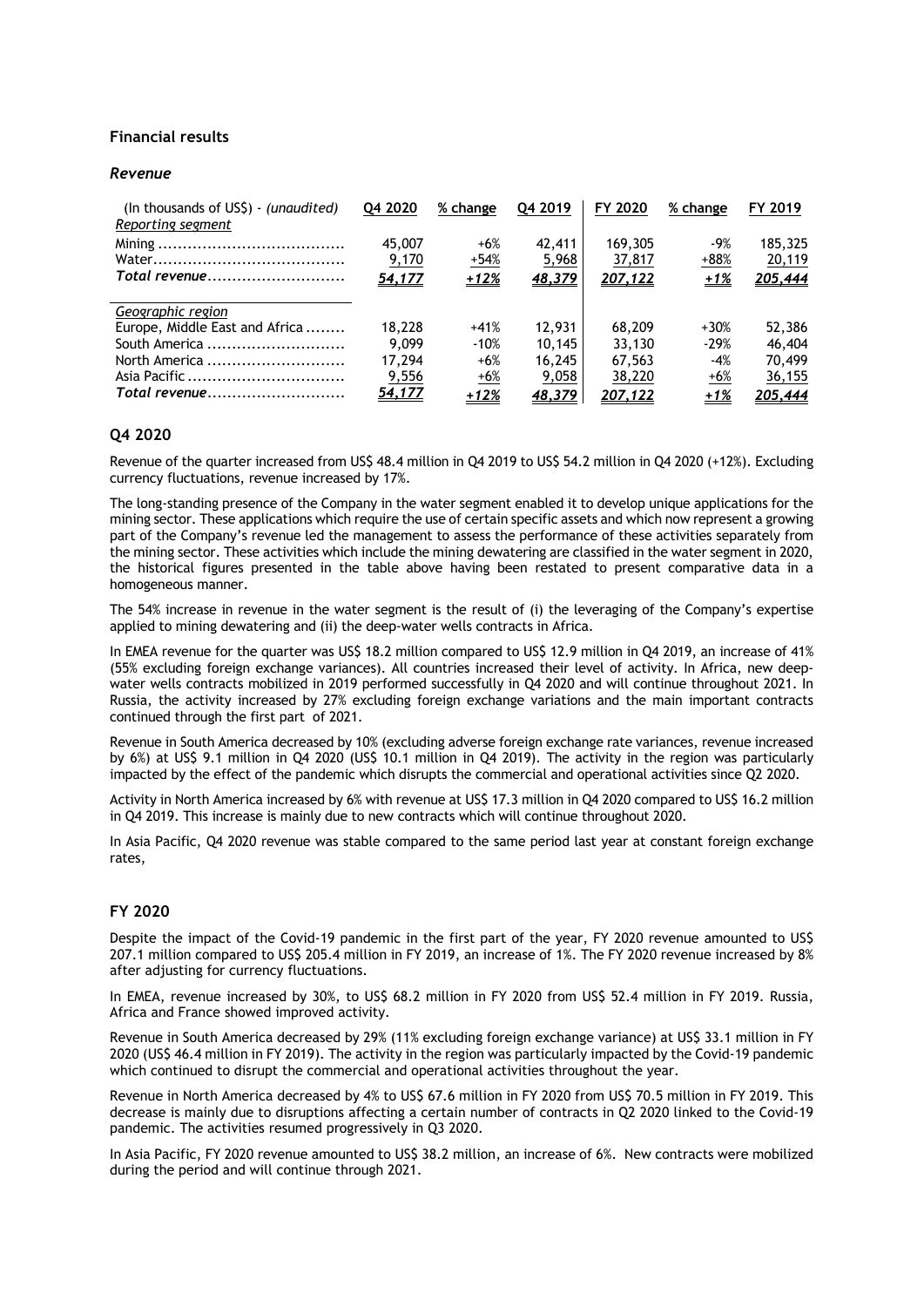## Financial results

### *Revenue*

| (In thousands of US$) - *(unaudited)* | Q4 2020 | % change | Q4 2019 | FY 2020 | % change | FY 2019 |
|---|---|---|---|---|---|---|
| *Reporting segment* | | | | | | |
| Mining | 45,007 | +6% | 42,411 | 169,305 | -9% | 185,325 |
| Water | 9,170 | +54% | 5,968 | 37,817 | +88% | 20,119 |
| ***Total revenue*** | ***54,177*** | ***+12%*** | ***48,379*** | ***207,122*** | ***+1%*** | ***205,444*** |
| *Geographic region* | | | | | | |
| Europe, Middle East and Africa | 18,228 | +41% | 12,931 | 68,209 | +30% | 52,386 |
| South America | 9,099 | -10% | 10,145 | 33,130 | -29% | 46,404 |
| North America | 17,294 | +6% | 16,245 | 67,563 | -4% | 70,499 |
| Asia Pacific | 9,556 | +6% | 9,058 | 38,220 | +6% | 36,155 |
| ***Total revenue*** | ***54,177*** | ***+12%*** | ***48,379*** | ***207,122*** | ***+1%*** | ***205,444*** |

### Q4 2020

Revenue of the quarter increased from US$ 48.4 million in Q4 2019 to US$ 54.2 million in Q4 2020 (+12%). Excluding currency fluctuations, revenue increased by 17%.

The long-standing presence of the Company in the water segment enabled it to develop unique applications for the mining sector. These applications which require the use of certain specific assets and which now represent a growing part of the Company's revenue led the management to assess the performance of these activities separately from the mining sector. These activities which include the mining dewatering are classified in the water segment in 2020, the historical figures presented in the table above having been restated to present comparative data in a homogeneous manner.

The 54% increase in revenue in the water segment is the result of (i) the leveraging of the Company's expertise applied to mining dewatering and (ii) the deep-water wells contracts in Africa.

In EMEA revenue for the quarter was US$ 18.2 million compared to US$ 12.9 million in Q4 2019, an increase of 41% (55% excluding foreign exchange variances). All countries increased their level of activity. In Africa, new deep-water wells contracts mobilized in 2019 performed successfully in Q4 2020 and will continue throughout 2021. In Russia, the activity increased by 27% excluding foreign exchange variations and the main important contracts continued through the first part of 2021.

Revenue in South America decreased by 10% (excluding adverse foreign exchange rate variances, revenue increased by 6%) at US$ 9.1 million in Q4 2020 (US$ 10.1 million in Q4 2019). The activity in the region was particularly impacted by the effect of the pandemic which disrupts the commercial and operational activities since Q2 2020.

Activity in North America increased by 6% with revenue at US$ 17.3 million in Q4 2020 compared to US$ 16.2 million in Q4 2019. This increase is mainly due to new contracts which will continue throughout 2020.

In Asia Pacific, Q4 2020 revenue was stable compared to the same period last year at constant foreign exchange rates,

### FY 2020

Despite the impact of the Covid-19 pandemic in the first part of the year, FY 2020 revenue amounted to US$ 207.1 million compared to US$ 205.4 million in FY 2019, an increase of 1%. The FY 2020 revenue increased by 8% after adjusting for currency fluctuations.

In EMEA, revenue increased by 30%, to US$ 68.2 million in FY 2020 from US$ 52.4 million in FY 2019. Russia, Africa and France showed improved activity.

Revenue in South America decreased by 29% (11% excluding foreign exchange variance) at US$ 33.1 million in FY 2020 (US$ 46.4 million in FY 2019). The activity in the region was particularly impacted by the Covid-19 pandemic which continued to disrupt the commercial and operational activities throughout the year.

Revenue in North America decreased by 4% to US$ 67.6 million in FY 2020 from US$ 70.5 million in FY 2019. This decrease is mainly due to disruptions affecting a certain number of contracts in Q2 2020 linked to the Covid-19 pandemic. The activities resumed progressively in Q3 2020.

In Asia Pacific, FY 2020 revenue amounted to US$ 38.2 million, an increase of 6%. New contracts were mobilized during the period and will continue through 2021.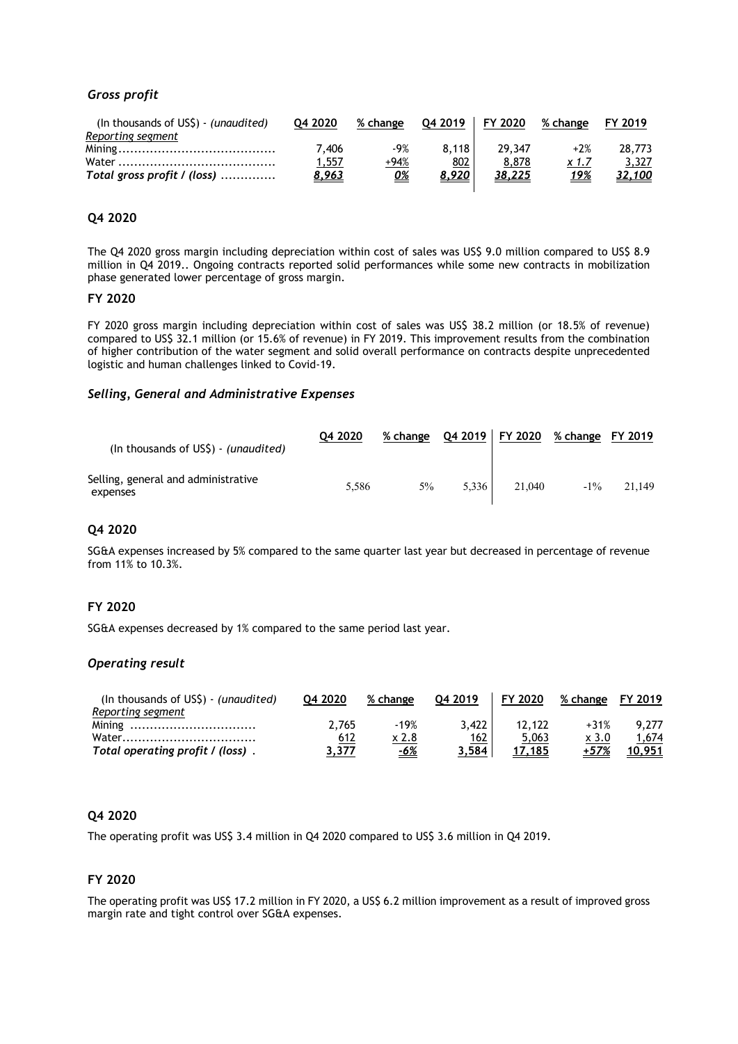### *Gross profit*

| (In thousands of US$) - *(unaudited)* | Q4 2020 | % change | Q4 2019 | FY 2020 | % change | FY 2019 |
|---|---|---|---|---|---|---|
| *Reporting segment* | | | | | | |
| Mining | 7,406 | -9% | 8,118 | 29,347 | +2% | 28,773 |
| Water | 1,557 | +94% | 802 | 8,878 | *x 1.7* | 3,327 |
| ***Total gross profit / (loss)*** | ***8,963*** | ***0%*** | ***8,920*** | ***38,225*** | ***19%*** | ***32,100*** |

## Q4 2020

The Q4 2020 gross margin including depreciation within cost of sales was US$ 9.0 million compared to US$ 8.9 million in Q4 2019.. Ongoing contracts reported solid performances while some new contracts in mobilization phase generated lower percentage of gross margin.

## FY 2020

FY 2020 gross margin including depreciation within cost of sales was US$ 38.2 million (or 18.5% of revenue) compared to US$ 32.1 million (or 15.6% of revenue) in FY 2019. This improvement results from the combination of higher contribution of the water segment and solid overall performance on contracts despite unprecedented logistic and human challenges linked to Covid-19.

### *Selling, General and Administrative Expenses*

| (In thousands of US$) - *(unaudited)* | Q4 2020 | % change | Q4 2019 | FY 2020 | % change | FY 2019 |
|---|---|---|---|---|---|---|
| Selling, general and administrative expenses | 5,586 | 5% | 5,336 | 21,040 | -1% | 21,149 |

## Q4 2020

SG&A expenses increased by 5% compared to the same quarter last year but decreased in percentage of revenue from 11% to 10.3%.

## FY 2020

SG&A expenses decreased by 1% compared to the same period last year.

### *Operating result*

| (In thousands of US$) - *(unaudited)* | Q4 2020 | % change | Q4 2019 | FY 2020 | % change | FY 2019 |
|---|---|---|---|---|---|---|
| *Reporting segment* | | | | | | |
| Mining | 2,765 | -19% | 3,422 | 12,122 | +31% | 9,277 |
| Water | 612 | x 2.8 | 162 | 5,063 | x 3.0 | 1,674 |
| ***Total operating profit / (loss)*** | ***3,377*** | ***-6%*** | ***3,584*** | ***17,185*** | ***+57%*** | ***10,951*** |

## Q4 2020

The operating profit was US$ 3.4 million in Q4 2020 compared to US$ 3.6 million in Q4 2019.

## FY 2020

The operating profit was US$ 17.2 million in FY 2020, a US$ 6.2 million improvement as a result of improved gross margin rate and tight control over SG&A expenses.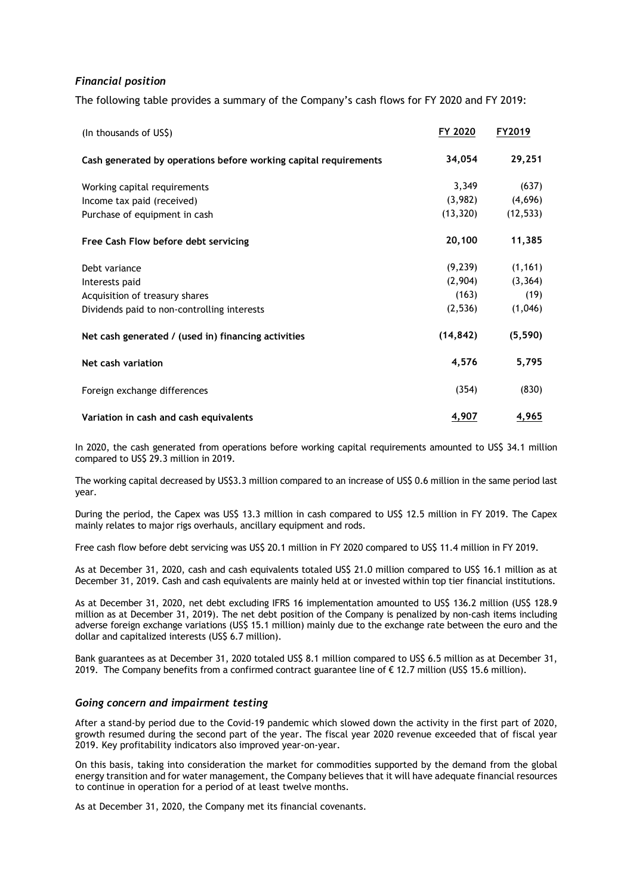### *Financial position*

The following table provides a summary of the Company's cash flows for FY 2020 and FY 2019:

| (In thousands of US$) | FY 2020 | FY2019 |
|---|---|---|
| **Cash generated by operations before working capital requirements** | **34,054** | **29,251** |
| Working capital requirements | 3,349 | (637) |
| Income tax paid (received) | (3,982) | (4,696) |
| Purchase of equipment in cash | (13,320) | (12,533) |
| **Free Cash Flow before debt servicing** | **20,100** | **11,385** |
| Debt variance | (9,239) | (1,161) |
| Interests paid | (2,904) | (3,364) |
| Acquisition of treasury shares | (163) | (19) |
| Dividends paid to non-controlling interests | (2,536) | (1,046) |
| **Net cash generated / (used in) financing activities** | **(14,842)** | **(5,590)** |
| **Net cash variation** | **4,576** | **5,795** |
| Foreign exchange differences | (354) | (830) |
| **Variation in cash and cash equivalents** | **4,907** | **4,965** |

In 2020, the cash generated from operations before working capital requirements amounted to US$ 34.1 million compared to US$ 29.3 million in 2019.

The working capital decreased by US$3.3 million compared to an increase of US$ 0.6 million in the same period last year.

During the period, the Capex was US$ 13.3 million in cash compared to US$ 12.5 million in FY 2019. The Capex mainly relates to major rigs overhauls, ancillary equipment and rods.

Free cash flow before debt servicing was US$ 20.1 million in FY 2020 compared to US$ 11.4 million in FY 2019.

As at December 31, 2020, cash and cash equivalents totaled US$ 21.0 million compared to US$ 16.1 million as at December 31, 2019. Cash and cash equivalents are mainly held at or invested within top tier financial institutions.

As at December 31, 2020, net debt excluding IFRS 16 implementation amounted to US$ 136.2 million (US$ 128.9 million as at December 31, 2019). The net debt position of the Company is penalized by non-cash items including adverse foreign exchange variations (US$ 15.1 million) mainly due to the exchange rate between the euro and the dollar and capitalized interests (US$ 6.7 million).

Bank guarantees as at December 31, 2020 totaled US$ 8.1 million compared to US$ 6.5 million as at December 31, 2019. The Company benefits from a confirmed contract guarantee line of € 12.7 million (US$ 15.6 million).

### *Going concern and impairment testing*

After a stand-by period due to the Covid-19 pandemic which slowed down the activity in the first part of 2020, growth resumed during the second part of the year. The fiscal year 2020 revenue exceeded that of fiscal year 2019. Key profitability indicators also improved year-on-year.

On this basis, taking into consideration the market for commodities supported by the demand from the global energy transition and for water management, the Company believes that it will have adequate financial resources to continue in operation for a period of at least twelve months.

As at December 31, 2020, the Company met its financial covenants.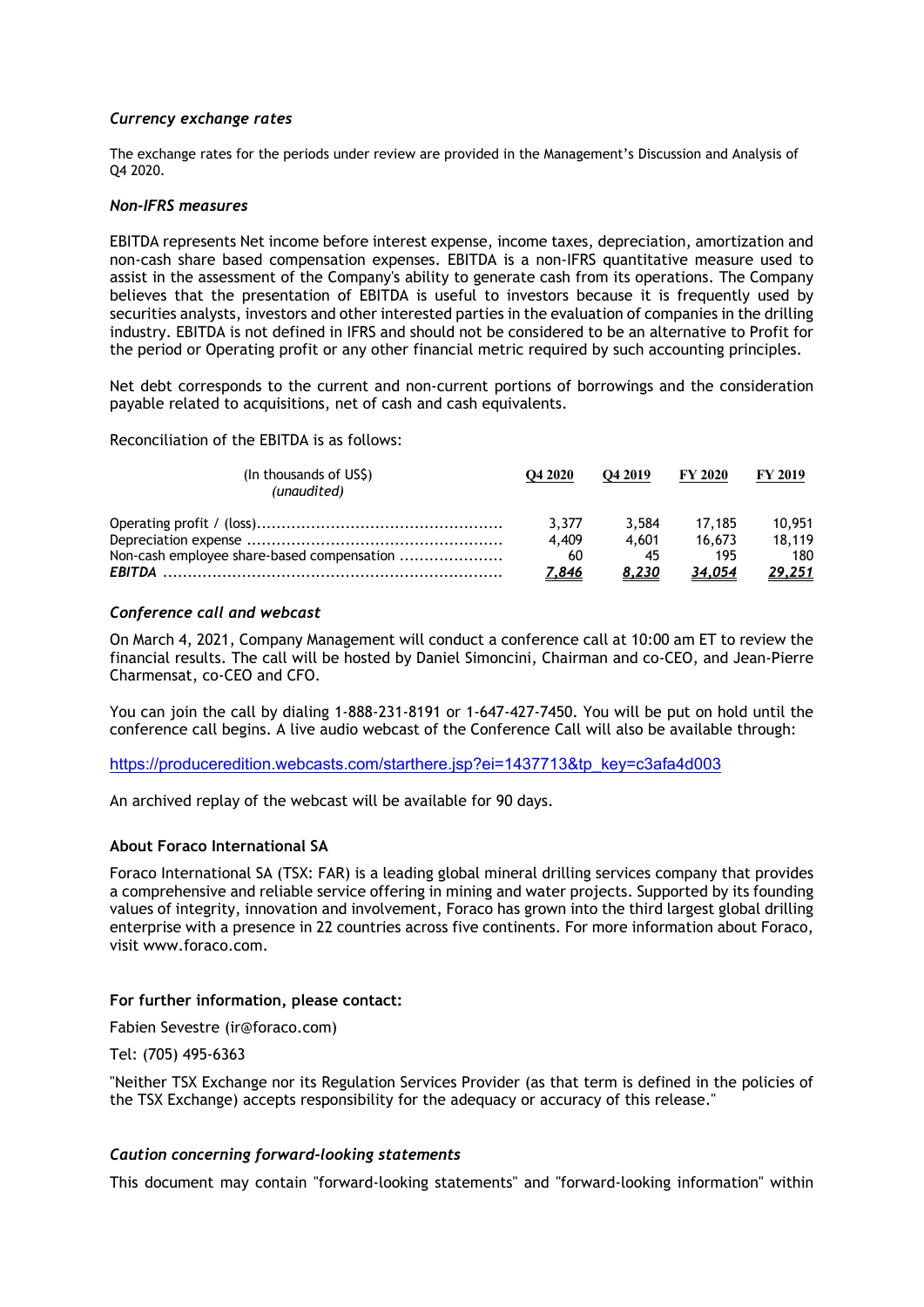### *Currency exchange rates*

The exchange rates for the periods under review are provided in the Management's Discussion and Analysis of Q4 2020.

### *Non-IFRS measures*

EBITDA represents Net income before interest expense, income taxes, depreciation, amortization and non-cash share based compensation expenses. EBITDA is a non-IFRS quantitative measure used to assist in the assessment of the Company's ability to generate cash from its operations. The Company believes that the presentation of EBITDA is useful to investors because it is frequently used by securities analysts, investors and other interested parties in the evaluation of companies in the drilling industry. EBITDA is not defined in IFRS and should not be considered to be an alternative to Profit for the period or Operating profit or any other financial metric required by such accounting principles.

Net debt corresponds to the current and non-current portions of borrowings and the consideration payable related to acquisitions, net of cash and cash equivalents.

Reconciliation of the EBITDA is as follows:

| (In thousands of US$) *(unaudited)* | Q4 2020 | Q4 2019 | FY 2020 | FY 2019 |
|---|---|---|---|---|
| Operating profit / (loss) | 3,377 | 3,584 | 17,185 | 10,951 |
| Depreciation expense | 4,409 | 4,601 | 16,673 | 18,119 |
| Non-cash employee share-based compensation | 60 | 45 | 195 | 180 |
| ***EBITDA*** | ***7,846*** | ***8,230*** | ***34,054*** | ***29,251*** |

### *Conference call and webcast*

On March 4, 2021, Company Management will conduct a conference call at 10:00 am ET to review the financial results. The call will be hosted by Daniel Simoncini, Chairman and co-CEO, and Jean-Pierre Charmensat, co-CEO and CFO.

You can join the call by dialing 1-888-231-8191 or 1-647-427-7450. You will be put on hold until the conference call begins. A live audio webcast of the Conference Call will also be available through:

https://produceredition.webcasts.com/starthere.jsp?ei=1437713&tp_key=c3afa4d003

An archived replay of the webcast will be available for 90 days.

### About Foraco International SA

Foraco International SA (TSX: FAR) is a leading global mineral drilling services company that provides a comprehensive and reliable service offering in mining and water projects. Supported by its founding values of integrity, innovation and involvement, Foraco has grown into the third largest global drilling enterprise with a presence in 22 countries across five continents. For more information about Foraco, visit www.foraco.com.

### For further information, please contact:

Fabien Sevestre (ir@foraco.com)

Tel: (705) 495-6363

"Neither TSX Exchange nor its Regulation Services Provider (as that term is defined in the policies of the TSX Exchange) accepts responsibility for the adequacy or accuracy of this release."

### *Caution concerning forward-looking statements*

This document may contain "forward-looking statements" and "forward-looking information" within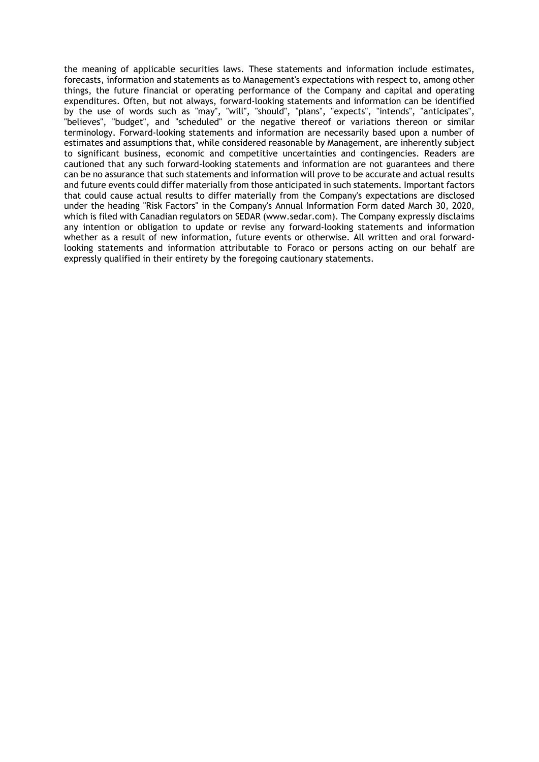the meaning of applicable securities laws. These statements and information include estimates, forecasts, information and statements as to Management's expectations with respect to, among other things, the future financial or operating performance of the Company and capital and operating expenditures. Often, but not always, forward-looking statements and information can be identified by the use of words such as "may", "will", "should", "plans", "expects", "intends", "anticipates", "believes", "budget", and "scheduled" or the negative thereof or variations thereon or similar terminology. Forward-looking statements and information are necessarily based upon a number of estimates and assumptions that, while considered reasonable by Management, are inherently subject to significant business, economic and competitive uncertainties and contingencies. Readers are cautioned that any such forward-looking statements and information are not guarantees and there can be no assurance that such statements and information will prove to be accurate and actual results and future events could differ materially from those anticipated in such statements. Important factors that could cause actual results to differ materially from the Company's expectations are disclosed under the heading "Risk Factors" in the Company's Annual Information Form dated March 30, 2020, which is filed with Canadian regulators on SEDAR (www.sedar.com). The Company expressly disclaims any intention or obligation to update or revise any forward-looking statements and information whether as a result of new information, future events or otherwise. All written and oral forward-looking statements and information attributable to Foraco or persons acting on our behalf are expressly qualified in their entirety by the foregoing cautionary statements.